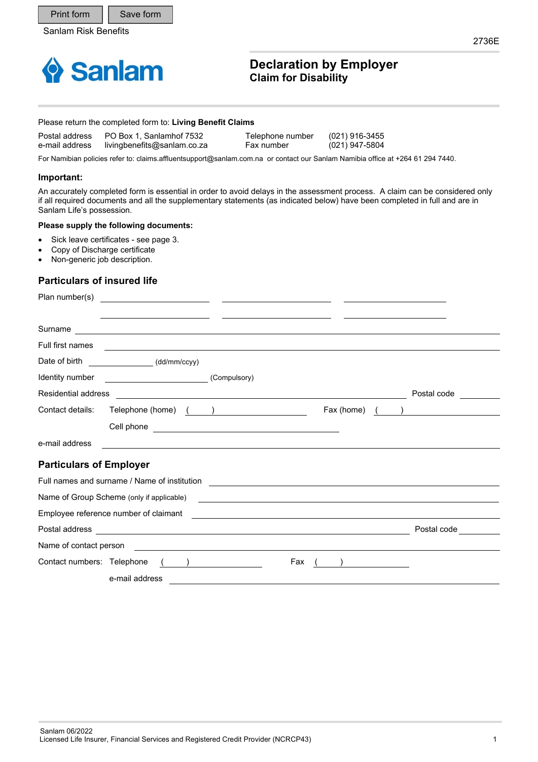Sanlam Risk Benefits

2736E

# Declaration by Employer
## Claim for Disability

Please return the completed form to: **Living Benefit Claims**

| | | | |
|---|---|---|---|
| Postal address | PO Box 1, Sanlamhof 7532 | Telephone number | (021) 916-3455 |
| e-mail address | livingbenefits@sanlam.co.za | Fax number | (021) 947-5804 |

For Namibian policies refer to: claims.affluentsupport@sanlam.com.na or contact our Sanlam Namibia office at +264 61 294 7440.

**Important:**

An accurately completed form is essential in order to avoid delays in the assessment process. A claim can be considered only if all required documents and all the supplementary statements (as indicated below) have been completed in full and are in Sanlam Life's possession.

**Please supply the following documents:**

- Sick leave certificates - see page 3.
- Copy of Discharge certificate
- Non-generic job description.

## Particulars of insured life

Plan number(s) ____________ ____________ ____________

____________ ____________ ____________

Surname ____________________________________________

Full first names ____________________________________________

Date of birth ____________ (dd/mm/ccyy)

Identity number ____________ (Compulsory)

Residential address ____________________________________________ Postal code ________

Contact details: Telephone (home) ( ) ____________ Fax (home) ( ) ____________

Cell phone ____________________

e-mail address ____________________________________________

## Particulars of Employer

Full names and surname / Name of institution ____________________________________________

Name of Group Scheme (only if applicable) ____________________________________________

Employee reference number of claimant ____________________________________________

Postal address ____________________________________________ Postal code ________

Name of contact person ____________________________________________

Contact numbers: Telephone ( ) ____________ Fax ( ) ____________

e-mail address ____________________________________________

Sanlam 06/2022
Licensed Life Insurer, Financial Services and Registered Credit Provider (NCRCP43)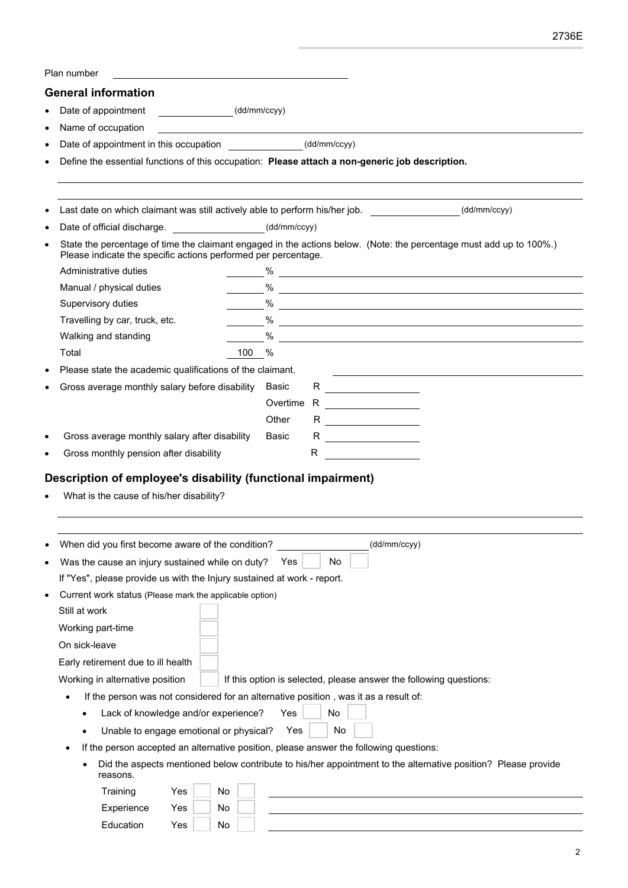Plan number \_\_\_\_\_\_\_\_\_\_\_\_\_\_\_\_\_\_\_\_\_\_\_\_\_\_\_\_\_\_\_\_\_\_\_\_\_\_\_\_

## General information

- Date of appointment \_\_\_\_\_\_\_\_\_\_\_\_ (dd/mm/ccyy)
- Name of occupation \_\_\_\_\_\_\_\_\_\_\_\_\_\_\_\_\_\_\_\_\_\_\_\_\_\_\_\_\_\_\_\_\_\_\_\_\_\_\_\_
- Date of appointment in this occupation \_\_\_\_\_\_\_\_\_\_\_\_ (dd/mm/ccyy)
- Define the essential functions of this occupation: **Please attach a non-generic job description.**

\_\_\_\_\_\_\_\_\_\_\_\_\_\_\_\_\_\_\_\_\_\_\_\_\_\_\_\_\_\_\_\_\_\_\_\_\_\_\_\_\_\_\_\_\_\_\_\_\_\_\_\_\_\_\_\_\_\_\_\_\_\_\_\_\_\_\_\_\_\_\_\_\_\_\_\_

\_\_\_\_\_\_\_\_\_\_\_\_\_\_\_\_\_\_\_\_\_\_\_\_\_\_\_\_\_\_\_\_\_\_\_\_\_\_\_\_\_\_\_\_\_\_\_\_\_\_\_\_\_\_\_\_\_\_\_\_\_\_\_\_\_\_\_\_\_\_\_\_\_\_\_\_

- Last date on which claimant was still actively able to perform his/her job. \_\_\_\_\_\_\_\_\_\_\_\_ (dd/mm/ccyy)
- Date of official discharge. \_\_\_\_\_\_\_\_\_\_\_\_ (dd/mm/ccyy)
- State the percentage of time the claimant engaged in the actions below. (Note: the percentage must add up to 100%.) Please indicate the specific actions performed per percentage.

| Action | Percentage | Specific actions |
|---|---|---|
| Administrative duties | % | |
| Manual / physical duties | % | |
| Supervisory duties | % | |
| Travelling by car, truck, etc. | % | |
| Walking and standing | % | |
| Total | 100 % | |

- Please state the academic qualifications of the claimant. \_\_\_\_\_\_\_\_\_\_\_\_\_\_\_\_\_\_\_\_\_\_\_\_
- Gross average monthly salary before disability Basic R \_\_\_\_\_\_\_\_\_\_\_\_
  Overtime R \_\_\_\_\_\_\_\_\_\_\_\_
  Other R \_\_\_\_\_\_\_\_\_\_\_\_
- Gross average monthly salary after disability Basic R \_\_\_\_\_\_\_\_\_\_\_\_
- Gross monthly pension after disability R \_\_\_\_\_\_\_\_\_\_\_\_

## Description of employee's disability (functional impairment)

- What is the cause of his/her disability?

\_\_\_\_\_\_\_\_\_\_\_\_\_\_\_\_\_\_\_\_\_\_\_\_\_\_\_\_\_\_\_\_\_\_\_\_\_\_\_\_\_\_\_\_\_\_\_\_\_\_\_\_\_\_\_\_\_\_\_\_\_\_\_\_\_\_\_\_\_\_\_\_\_\_\_\_

\_\_\_\_\_\_\_\_\_\_\_\_\_\_\_\_\_\_\_\_\_\_\_\_\_\_\_\_\_\_\_\_\_\_\_\_\_\_\_\_\_\_\_\_\_\_\_\_\_\_\_\_\_\_\_\_\_\_\_\_\_\_\_\_\_\_\_\_\_\_\_\_\_\_\_\_

- When did you first become aware of the condition? \_\_\_\_\_\_\_\_\_\_\_\_ (dd/mm/ccyy)
- Was the cause an injury sustained while on duty? Yes ☐ No ☐

  If "Yes", please provide us with the Injury sustained at work - report.

- Current work status (Please mark the applicable option)
  - Still at work ☐
  - Working part-time ☐
  - On sick-leave ☐
  - Early retirement due to ill health ☐
  - Working in alternative position ☐ If this option is selected, please answer the following questions:
    - If the person was not considered for an alternative position , was it as a result of:
      - Lack of knowledge and/or experience? Yes ☐ No ☐
      - Unable to engage emotional or physical? Yes ☐ No ☐
    - If the person accepted an alternative position, please answer the following questions:
      - Did the aspects mentioned below contribute to his/her appointment to the alternative position? Please provide reasons.

| Aspect | Yes | No | Reasons |
|---|---|---|---|
| Training | ☐ | ☐ | |
| Experience | ☐ | ☐ | |
| Education | ☐ | ☐ | |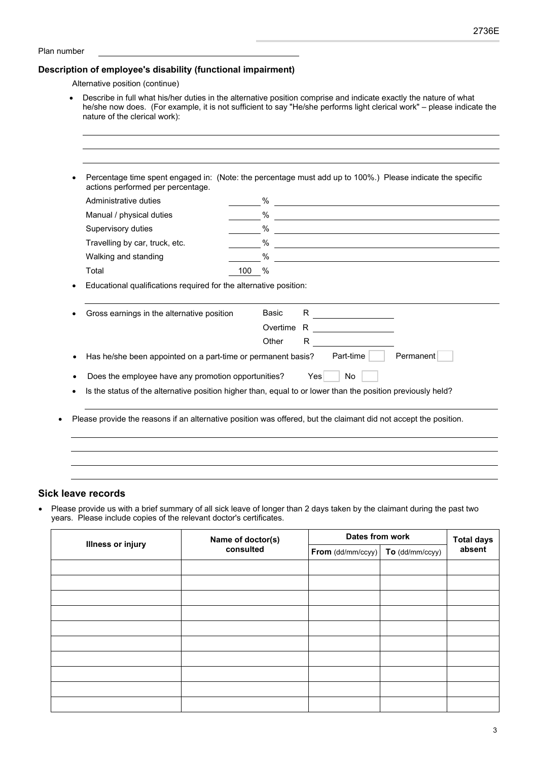Plan number \_\_\_\_\_\_\_\_\_\_\_\_\_\_\_\_\_\_\_\_\_\_\_\_\_\_\_\_\_\_\_\_\_\_\_\_\_\_\_\_

## Description of employee's disability (functional impairment)

Alternative position (continue)

- Describe in full what his/her duties in the alternative position comprise and indicate exactly the nature of what he/she now does. (For example, it is not sufficient to say "He/she performs light clerical work" – please indicate the nature of the clerical work):

- Percentage time spent engaged in: (Note: the percentage must add up to 100%.) Please indicate the specific actions performed per percentage.

| | | |
|---|---|---|
| Administrative duties | % | |
| Manual / physical duties | % | |
| Supervisory duties | % | |
| Travelling by car, truck, etc. | % | |
| Walking and standing | % | |
| Total | 100 % | |

- Educational qualifications required for the alternative position:

- Gross earnings in the alternative position
  - Basic R
  - Overtime R
  - Other R

- Has he/she been appointed on a part-time or permanent basis? Part-time ☐ Permanent ☐

- Does the employee have any promotion opportunities? Yes ☐ No ☐

- Is the status of the alternative position higher than, equal to or lower than the position previously held?

- Please provide the reasons if an alternative position was offered, but the claimant did not accept the position.

## Sick leave records

- Please provide us with a brief summary of all sick leave of longer than 2 days taken by the claimant during the past two years. Please include copies of the relevant doctor's certificates.

| Illness or injury | Name of doctor(s) consulted | Dates from work | | Total days absent |
|---|---|---|---|---|
| | | **From** (dd/mm/ccyy) | **To** (dd/mm/ccyy) | |
| | | | | |
| | | | | |
| | | | | |
| | | | | |
| | | | | |
| | | | | |
| | | | | |
| | | | | |
| | | | | |
| | | | | |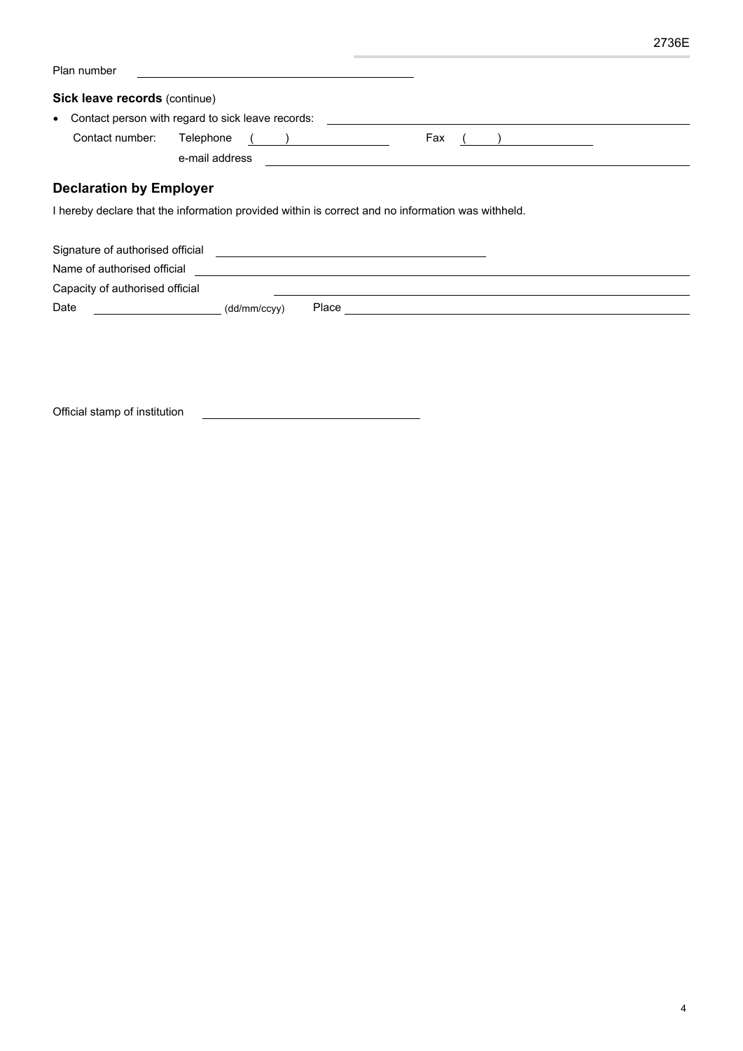Plan number \_\_\_\_\_\_\_\_\_\_\_\_\_\_\_\_\_\_\_\_\_\_\_\_\_\_\_\_\_\_

**Sick leave records** (continue)

- Contact person with regard to sick leave records: \_\_\_\_\_\_\_\_\_\_\_\_\_\_\_\_\_\_\_\_\_\_\_\_\_\_\_\_\_\_

Contact number: Telephone ( ) \_\_\_\_\_\_\_\_\_\_\_\_ Fax ( ) \_\_\_\_\_\_\_\_\_\_\_\_

e-mail address \_\_\_\_\_\_\_\_\_\_\_\_\_\_\_\_\_\_\_\_\_\_\_\_\_\_\_\_\_\_

## Declaration by Employer

I hereby declare that the information provided within is correct and no information was withheld.

Signature of authorised official \_\_\_\_\_\_\_\_\_\_\_\_\_\_\_\_\_\_\_\_\_\_\_\_\_\_\_\_\_\_

Name of authorised official \_\_\_\_\_\_\_\_\_\_\_\_\_\_\_\_\_\_\_\_\_\_\_\_\_\_\_\_\_\_

Capacity of authorised official \_\_\_\_\_\_\_\_\_\_\_\_\_\_\_\_\_\_\_\_\_\_\_\_\_\_\_\_\_\_

Date \_\_\_\_\_\_\_\_\_\_\_\_ (dd/mm/ccyy) Place \_\_\_\_\_\_\_\_\_\_\_\_\_\_\_\_\_\_\_\_\_\_\_\_\_\_\_\_\_\_

Official stamp of institution \_\_\_\_\_\_\_\_\_\_\_\_\_\_\_\_\_\_\_\_\_\_\_\_\_\_\_\_\_\_